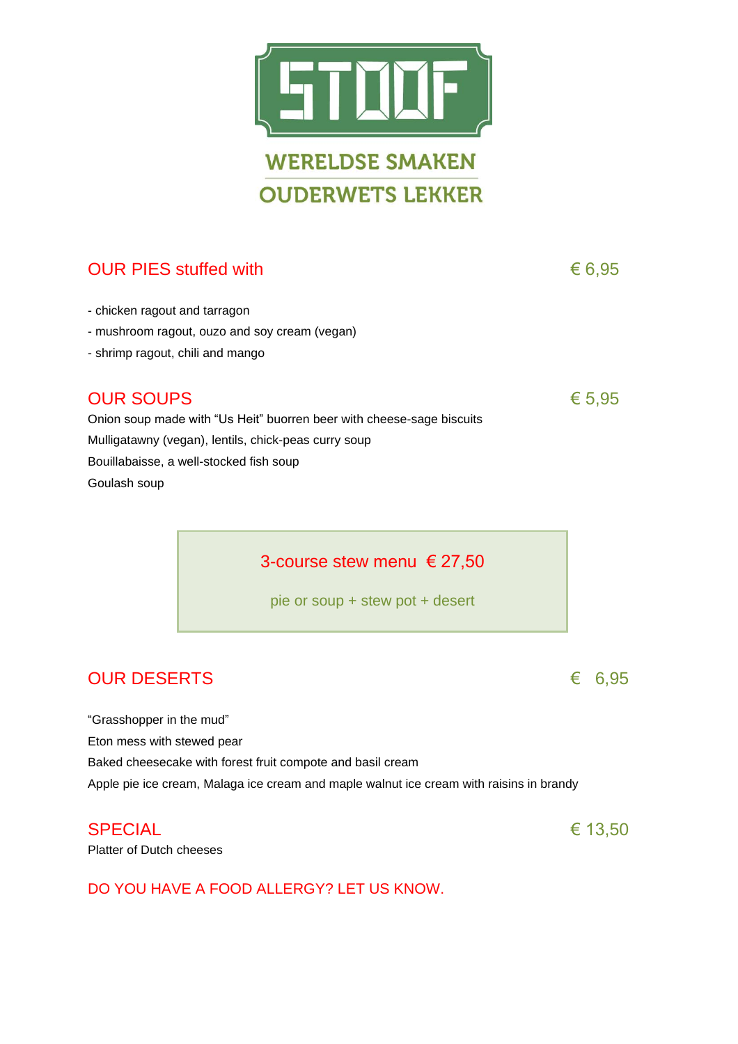# STOOF

**WERELDSE SMAKEN**
**OUDERWETS LEKKER**

## OUR PIES stuffed with — € 6,95

- chicken ragout and tarragon
- mushroom ragout, ouzo and soy cream (vegan)
- shrimp ragout, chili and mango

## OUR SOUPS — € 5,95

Onion soup made with “Us Heit” buorren beer with cheese-sage biscuits
Mulligatawny (vegan), lentils, chick-peas curry soup
Bouillabaisse, a well-stocked fish soup
Goulash soup

**3-course stew menu € 27,50**

pie or soup + stew pot + desert

## OUR DESERTS — € 6,95

“Grasshopper in the mud”
Eton mess with stewed pear
Baked cheesecake with forest fruit compote and basil cream
Apple pie ice cream, Malaga ice cream and maple walnut ice cream with raisins in brandy

## SPECIAL — € 13,50

Platter of Dutch cheeses

DO YOU HAVE A FOOD ALLERGY? LET US KNOW.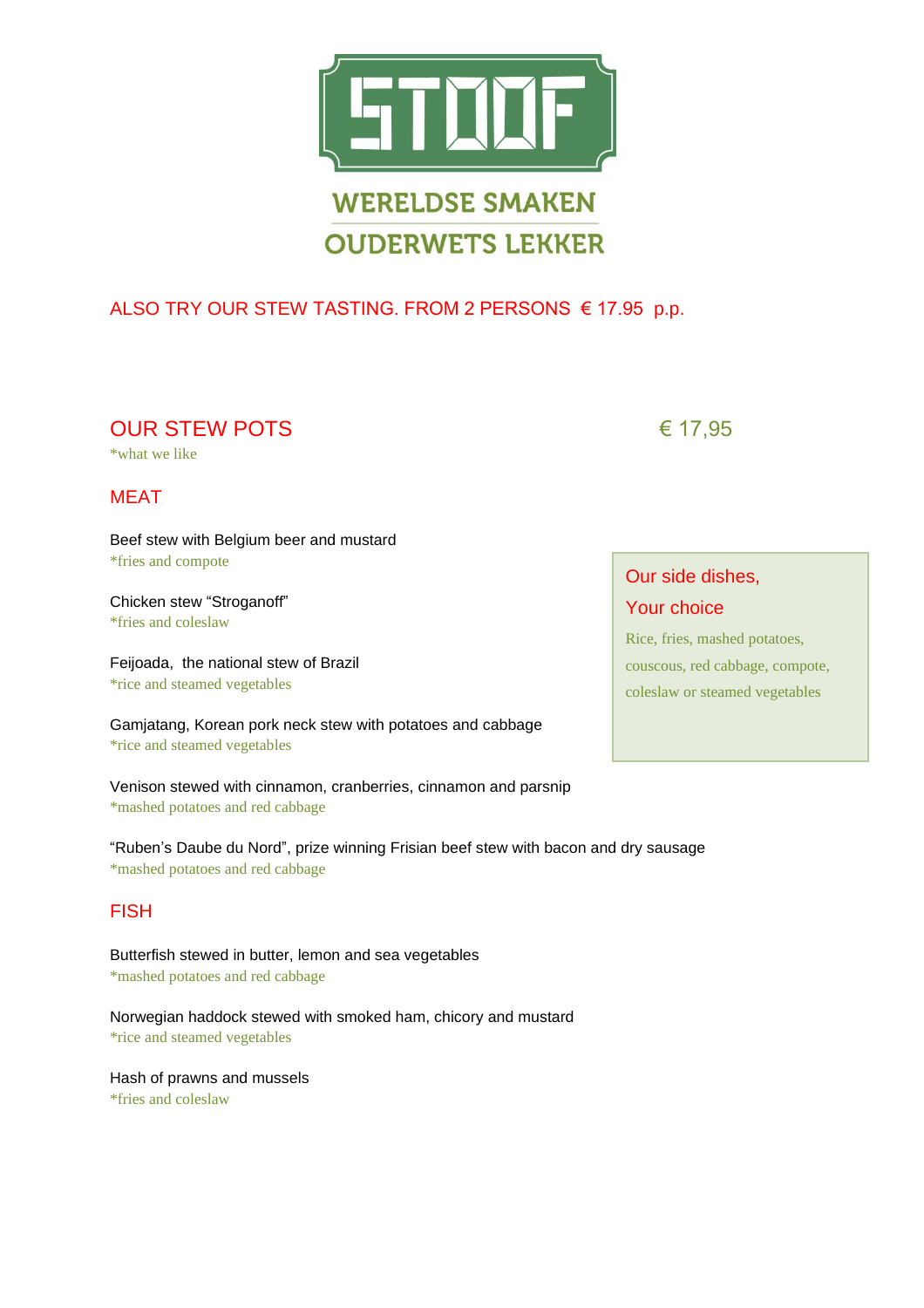# STOOF

WERELDSE SMAKEN

OUDERWETS LEKKER

ALSO TRY OUR STEW TASTING. FROM 2 PERSONS € 17.95 p.p.

## OUR STEW POTS € 17,95

*what we like

### MEAT

Beef stew with Belgium beer and mustard
*fries and compote

Chicken stew "Stroganoff"
*fries and coleslaw

Feijoada, the national stew of Brazil
*rice and steamed vegetables

Gamjatang, Korean pork neck stew with potatoes and cabbage
*rice and steamed vegetables

Venison stewed with cinnamon, cranberries, cinnamon and parsnip
*mashed potatoes and red cabbage

"Ruben's Daube du Nord", prize winning Frisian beef stew with bacon and dry sausage
*mashed potatoes and red cabbage

### FISH

Butterfish stewed in butter, lemon and sea vegetables
*mashed potatoes and red cabbage

Norwegian haddock stewed with smoked ham, chicory and mustard
*rice and steamed vegetables

Hash of prawns and mussels
*fries and coleslaw

### Our side dishes, Your choice

Rice, fries, mashed potatoes, couscous, red cabbage, compote, coleslaw or steamed vegetables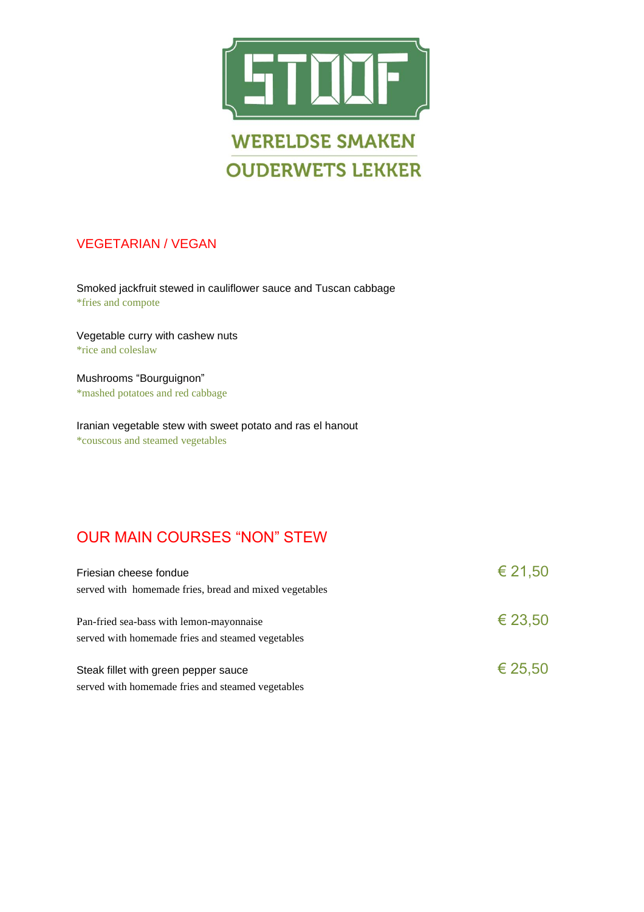# STOOF

WERELDSE SMAKEN

OUDERWETS LEKKER

## VEGETARIAN / VEGAN

Smoked jackfruit stewed in cauliflower sauce and Tuscan cabbage
*fries and compote

Vegetable curry with cashew nuts
*rice and coleslaw

Mushrooms “Bourguignon”
*mashed potatoes and red cabbage

Iranian vegetable stew with sweet potato and ras el hanout
*couscous and steamed vegetables

## OUR MAIN COURSES “NON” STEW

Friesian cheese fondue — € 21,50
served with homemade fries, bread and mixed vegetables

Pan-fried sea-bass with lemon-mayonnaise — € 23,50
served with homemade fries and steamed vegetables

Steak fillet with green pepper sauce — € 25,50
served with homemade fries and steamed vegetables